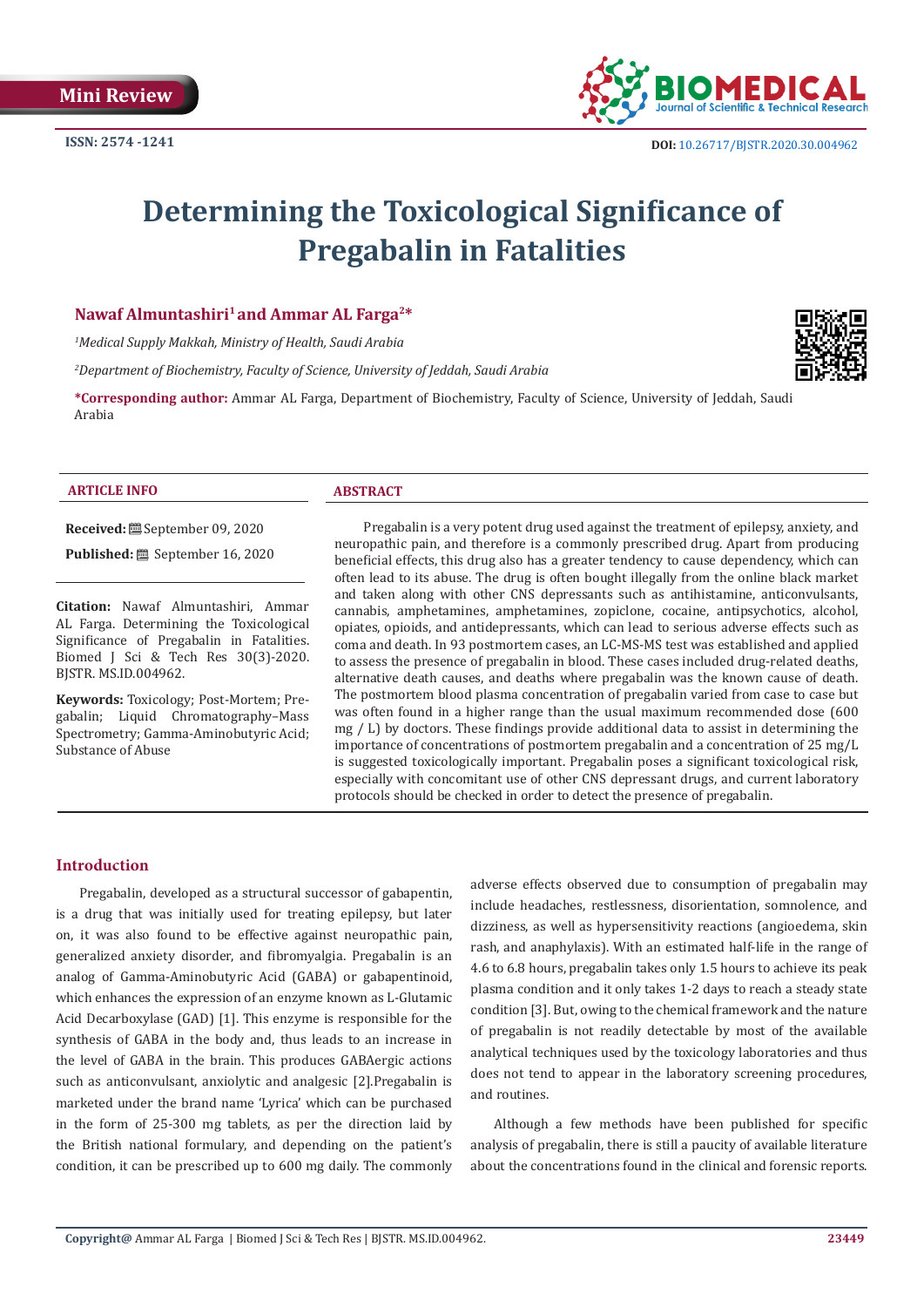Mini Review

ISSN: 2574 -1241

DOI: 10.26717/BJSTR.2020.30.004962

# Determining the Toxicological Significance of Pregabalin in Fatalities

**Nawaf Almuntashiri[1] and Ammar AL Farga[2]***

*[1]Medical Supply Makkah, Ministry of Health, Saudi Arabia*

*[2]Department of Biochemistry, Faculty of Science, University of Jeddah, Saudi Arabia*

***Corresponding author:** Ammar AL Farga, Department of Biochemistry, Faculty of Science, University of Jeddah, Saudi Arabia

## ARTICLE INFO

**Received:** September 09, 2020

**Published:** September 16, 2020

**Citation:** Nawaf Almuntashiri, Ammar AL Farga. Determining the Toxicological Significance of Pregabalin in Fatalities. Biomed J Sci & Tech Res 30(3)-2020. BJSTR. MS.ID.004962.

**Keywords:** Toxicology; Post-Mortem; Pregabalin; Liquid Chromatography–Mass Spectrometry; Gamma-Aminobutyric Acid; Substance of Abuse

## ABSTRACT

Pregabalin is a very potent drug used against the treatment of epilepsy, anxiety, and neuropathic pain, and therefore is a commonly prescribed drug. Apart from producing beneficial effects, this drug also has a greater tendency to cause dependency, which can often lead to its abuse. The drug is often bought illegally from the online black market and taken along with other CNS depressants such as antihistamine, anticonvulsants, cannabis, amphetamines, amphetamines, zopiclone, cocaine, antipsychotics, alcohol, opiates, opioids, and antidepressants, which can lead to serious adverse effects such as coma and death. In 93 postmortem cases, an LC-MS-MS test was established and applied to assess the presence of pregabalin in blood. These cases included drug-related deaths, alternative death causes, and deaths where pregabalin was the known cause of death. The postmortem blood plasma concentration of pregabalin varied from case to case but was often found in a higher range than the usual maximum recommended dose (600 mg / L) by doctors. These findings provide additional data to assist in determining the importance of concentrations of postmortem pregabalin and a concentration of 25 mg/L is suggested toxicologically important. Pregabalin poses a significant toxicological risk, especially with concomitant use of other CNS depressant drugs, and current laboratory protocols should be checked in order to detect the presence of pregabalin.

## Introduction

Pregabalin, developed as a structural successor of gabapentin, is a drug that was initially used for treating epilepsy, but later on, it was also found to be effective against neuropathic pain, generalized anxiety disorder, and fibromyalgia. Pregabalin is an analog of Gamma-Aminobutyric Acid (GABA) or gabapentinoid, which enhances the expression of an enzyme known as L-Glutamic Acid Decarboxylase (GAD) [1]. This enzyme is responsible for the synthesis of GABA in the body and, thus leads to an increase in the level of GABA in the brain. This produces GABAergic actions such as anticonvulsant, anxiolytic and analgesic [2].Pregabalin is marketed under the brand name 'Lyrica' which can be purchased in the form of 25-300 mg tablets, as per the direction laid by the British national formulary, and depending on the patient's condition, it can be prescribed up to 600 mg daily. The commonly adverse effects observed due to consumption of pregabalin may include headaches, restlessness, disorientation, somnolence, and dizziness, as well as hypersensitivity reactions (angioedema, skin rash, and anaphylaxis). With an estimated half-life in the range of 4.6 to 6.8 hours, pregabalin takes only 1.5 hours to achieve its peak plasma condition and it only takes 1-2 days to reach a steady state condition [3]. But, owing to the chemical framework and the nature of pregabalin is not readily detectable by most of the available analytical techniques used by the toxicology laboratories and thus does not tend to appear in the laboratory screening procedures, and routines.

Although a few methods have been published for specific analysis of pregabalin, there is still a paucity of available literature about the concentrations found in the clinical and forensic reports.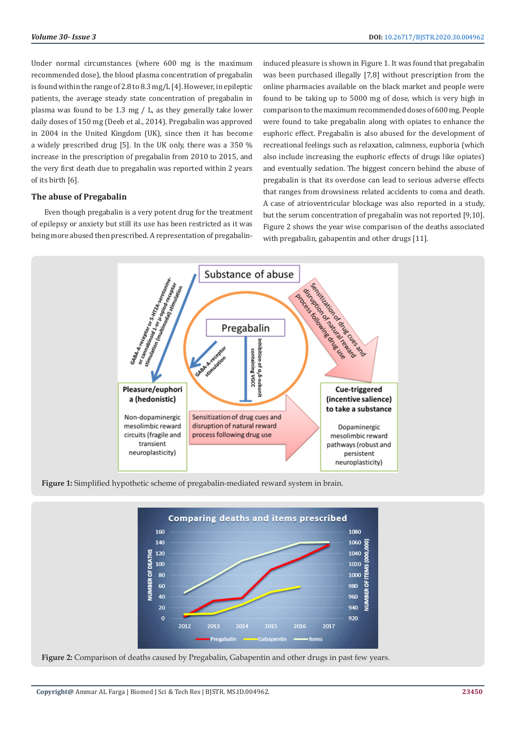Under normal circumstances (where 600 mg is the maximum recommended dose), the blood plasma concentration of pregabalin is found within the range of 2.8 to 8.3 mg/L [4]. However, in epileptic patients, the average steady state concentration of pregabalin in plasma was found to be 1.3 mg / L, as they generally take lower daily doses of 150 mg (Deeb et al., 2014). Pregabalin was approved in 2004 in the United Kingdom (UK), since then it has become a widely prescribed drug [5]. In the UK only, there was a 350 % increase in the prescription of pregabalin from 2010 to 2015, and the very first death due to pregabalin was reported within 2 years of its birth [6].

### The abuse of Pregabalin

Even though pregabalin is a very potent drug for the treatment of epilepsy or anxiety but still its use has been restricted as it was being more abused then prescribed. A representation of pregabalin-induced pleasure is shown in Figure 1. It was found that pregabalin was been purchased illegally [7,8] without prescription from the online pharmacies available on the black market and people were found to be taking up to 5000 mg of dose, which is very high in comparison to the maximum recommended doses of 600 mg. People were found to take pregabalin along with opiates to enhance the euphoric effect. Pregabalin is also abused for the development of recreational feelings such as relaxation, calmness, euphoria (which also include increasing the euphoric effects of drugs like opiates) and eventually sedation. The biggest concern behind the abuse of pregabalin is that its overdose can lead to serious adverse effects that ranges from drowsiness related accidents to coma and death. A case of atrioventricular blockage was also reported in a study, but the serum concentration of pregabalin was not reported [9,10]. Figure 2 shows the year wise comparison of the deaths associated with pregabalin, gabapentin and other drugs [11].

**Figure 1:** Simplified hypothetic scheme of pregabalin-mediated reward system in brain.

**Figure 2:** Comparison of deaths caused by Pregabalin, Gabapentin and other drugs in past few years.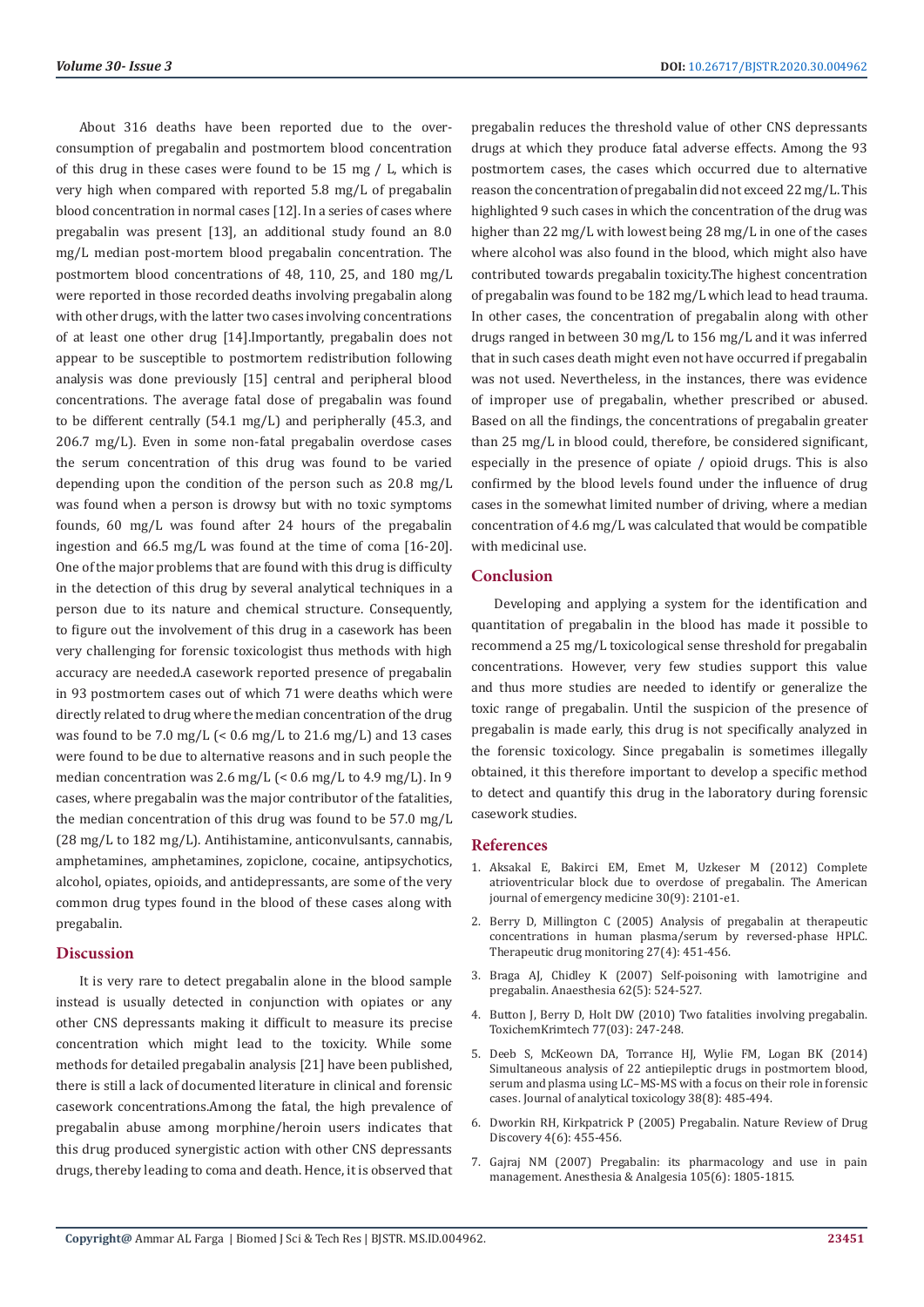About 316 deaths have been reported due to the over-consumption of pregabalin and postmortem blood concentration of this drug in these cases were found to be 15 mg / L, which is very high when compared with reported 5.8 mg/L of pregabalin blood concentration in normal cases [12]. In a series of cases where pregabalin was present [13], an additional study found an 8.0 mg/L median post-mortem blood pregabalin concentration. The postmortem blood concentrations of 48, 110, 25, and 180 mg/L were reported in those recorded deaths involving pregabalin along with other drugs, with the latter two cases involving concentrations of at least one other drug [14].Importantly, pregabalin does not appear to be susceptible to postmortem redistribution following analysis was done previously [15] central and peripheral blood concentrations. The average fatal dose of pregabalin was found to be different centrally (54.1 mg/L) and peripherally (45.3, and 206.7 mg/L). Even in some non-fatal pregabalin overdose cases the serum concentration of this drug was found to be varied depending upon the condition of the person such as 20.8 mg/L was found when a person is drowsy but with no toxic symptoms founds, 60 mg/L was found after 24 hours of the pregabalin ingestion and 66.5 mg/L was found at the time of coma [16-20]. One of the major problems that are found with this drug is difficulty in the detection of this drug by several analytical techniques in a person due to its nature and chemical structure. Consequently, to figure out the involvement of this drug in a casework has been very challenging for forensic toxicologist thus methods with high accuracy are needed.A casework reported presence of pregabalin in 93 postmortem cases out of which 71 were deaths which were directly related to drug where the median concentration of the drug was found to be 7.0 mg/L (< 0.6 mg/L to 21.6 mg/L) and 13 cases were found to be due to alternative reasons and in such people the median concentration was 2.6 mg/L (< 0.6 mg/L to 4.9 mg/L). In 9 cases, where pregabalin was the major contributor of the fatalities, the median concentration of this drug was found to be 57.0 mg/L (28 mg/L to 182 mg/L). Antihistamine, anticonvulsants, cannabis, amphetamines, amphetamines, zopiclone, cocaine, antipsychotics, alcohol, opiates, opioids, and antidepressants, are some of the very common drug types found in the blood of these cases along with pregabalin.

## Discussion

It is very rare to detect pregabalin alone in the blood sample instead is usually detected in conjunction with opiates or any other CNS depressants making it difficult to measure its precise concentration which might lead to the toxicity. While some methods for detailed pregabalin analysis [21] have been published, there is still a lack of documented literature in clinical and forensic casework concentrations.Among the fatal, the high prevalence of pregabalin abuse among morphine/heroin users indicates that this drug produced synergistic action with other CNS depressants drugs, thereby leading to coma and death. Hence, it is observed that pregabalin reduces the threshold value of other CNS depressants drugs at which they produce fatal adverse effects. Among the 93 postmortem cases, the cases which occurred due to alternative reason the concentration of pregabalin did not exceed 22 mg/L. This highlighted 9 such cases in which the concentration of the drug was higher than 22 mg/L with lowest being 28 mg/L in one of the cases where alcohol was also found in the blood, which might also have contributed towards pregabalin toxicity.The highest concentration of pregabalin was found to be 182 mg/L which lead to head trauma. In other cases, the concentration of pregabalin along with other drugs ranged in between 30 mg/L to 156 mg/L and it was inferred that in such cases death might even not have occurred if pregabalin was not used. Nevertheless, in the instances, there was evidence of improper use of pregabalin, whether prescribed or abused. Based on all the findings, the concentrations of pregabalin greater than 25 mg/L in blood could, therefore, be considered significant, especially in the presence of opiate / opioid drugs. This is also confirmed by the blood levels found under the influence of drug cases in the somewhat limited number of driving, where a median concentration of 4.6 mg/L was calculated that would be compatible with medicinal use.

## Conclusion

Developing and applying a system for the identification and quantitation of pregabalin in the blood has made it possible to recommend a 25 mg/L toxicological sense threshold for pregabalin concentrations. However, very few studies support this value and thus more studies are needed to identify or generalize the toxic range of pregabalin. Until the suspicion of the presence of pregabalin is made early, this drug is not specifically analyzed in the forensic toxicology. Since pregabalin is sometimes illegally obtained, it this therefore important to develop a specific method to detect and quantify this drug in the laboratory during forensic casework studies.

## References

1. Aksakal E, Bakirci EM, Emet M, Uzkeser M (2012) Complete atrioventricular block due to overdose of pregabalin. The American journal of emergency medicine 30(9): 2101-e1.
2. Berry D, Millington C (2005) Analysis of pregabalin at therapeutic concentrations in human plasma/serum by reversed-phase HPLC. Therapeutic drug monitoring 27(4): 451-456.
3. Braga AJ, Chidley K (2007) Self-poisoning with lamotrigine and pregabalin. Anaesthesia 62(5): 524-527.
4. Button J, Berry D, Holt DW (2010) Two fatalities involving pregabalin. ToxichemKrimtech 77(03): 247-248.
5. Deeb S, McKeown DA, Torrance HJ, Wylie FM, Logan BK (2014) Simultaneous analysis of 22 antiepileptic drugs in postmortem blood, serum and plasma using LC–MS-MS with a focus on their role in forensic cases. Journal of analytical toxicology 38(8): 485-494.
6. Dworkin RH, Kirkpatrick P (2005) Pregabalin. Nature Review of Drug Discovery 4(6): 455-456.
7. Gajraj NM (2007) Pregabalin: its pharmacology and use in pain management. Anesthesia & Analgesia 105(6): 1805-1815.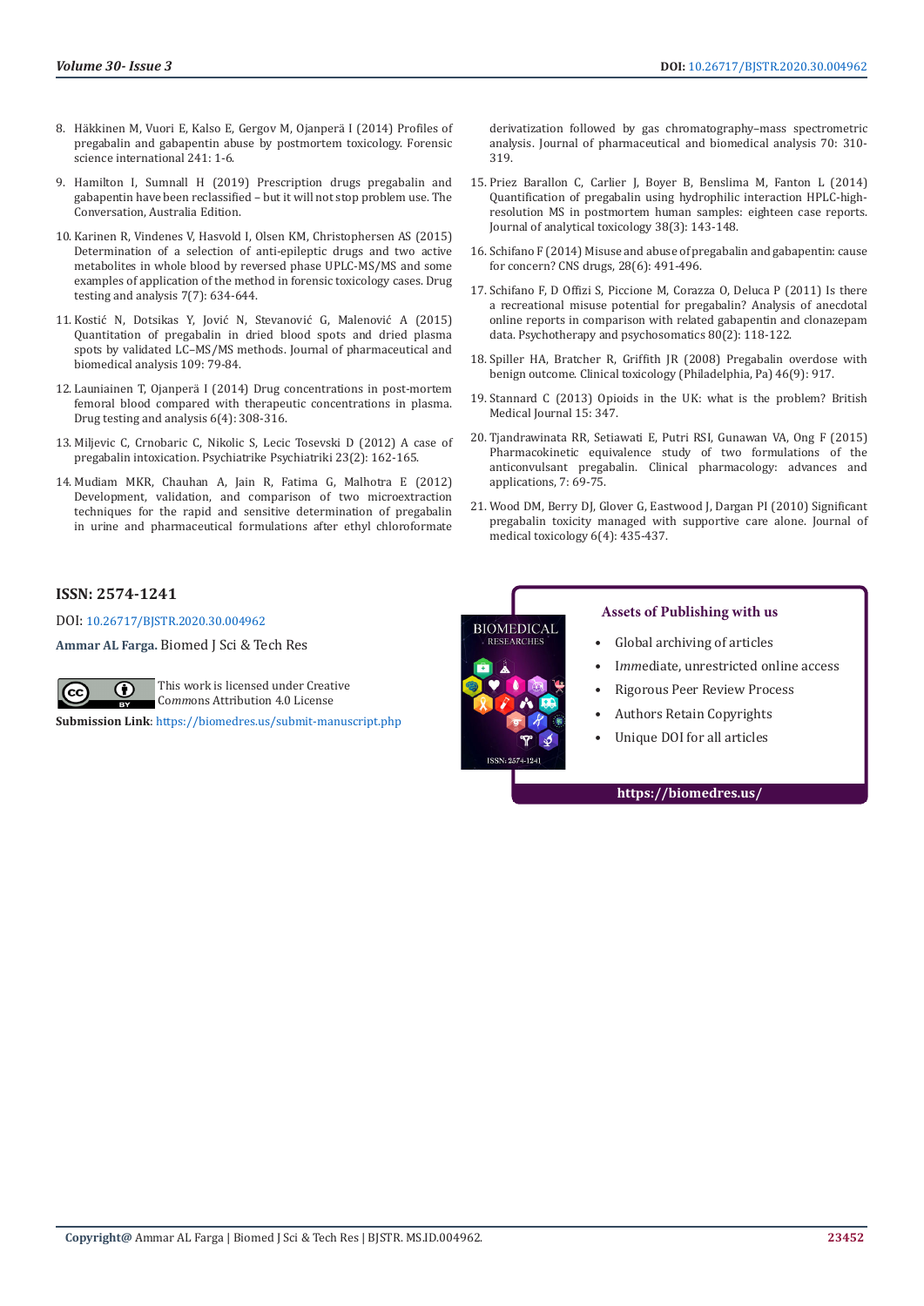8. Häkkinen M, Vuori E, Kalso E, Gergov M, Ojanperä I (2014) Profiles of pregabalin and gabapentin abuse by postmortem toxicology. Forensic science international 241: 1-6.
9. Hamilton I, Sumnall H (2019) Prescription drugs pregabalin and gabapentin have been reclassified – but it will not stop problem use. The Conversation, Australia Edition.
10. Karinen R, Vindenes V, Hasvold I, Olsen KM, Christophersen AS (2015) Determination of a selection of anti-epileptic drugs and two active metabolites in whole blood by reversed phase UPLC-MS/MS and some examples of application of the method in forensic toxicology cases. Drug testing and analysis 7(7): 634-644.
11. Kostić N, Dotsikas Y, Jović N, Stevanović G, Malenović A (2015) Quantitation of pregabalin in dried blood spots and dried plasma spots by validated LC–MS/MS methods. Journal of pharmaceutical and biomedical analysis 109: 79-84.
12. Launiainen T, Ojanperä I (2014) Drug concentrations in post-mortem femoral blood compared with therapeutic concentrations in plasma. Drug testing and analysis 6(4): 308-316.
13. Miljevic C, Crnobaric C, Nikolic S, Lecic Tosevski D (2012) A case of pregabalin intoxication. Psychiatrike Psychiatriki 23(2): 162-165.
14. Mudiam MKR, Chauhan A, Jain R, Fatima G, Malhotra E (2012) Development, validation, and comparison of two microextraction techniques for the rapid and sensitive determination of pregabalin in urine and pharmaceutical formulations after ethyl chloroformate derivatization followed by gas chromatography–mass spectrometric analysis. Journal of pharmaceutical and biomedical analysis 70: 310-319.
15. Priez Barallon C, Carlier J, Boyer B, Benslima M, Fanton L (2014) Quantification of pregabalin using hydrophilic interaction HPLC-high-resolution MS in postmortem human samples: eighteen case reports. Journal of analytical toxicology 38(3): 143-148.
16. Schifano F (2014) Misuse and abuse of pregabalin and gabapentin: cause for concern? CNS drugs, 28(6): 491-496.
17. Schifano F, D Offizi S, Piccione M, Corazza O, Deluca P (2011) Is there a recreational misuse potential for pregabalin? Analysis of anecdotal online reports in comparison with related gabapentin and clonazepam data. Psychotherapy and psychosomatics 80(2): 118-122.
18. Spiller HA, Bratcher R, Griffith JR (2008) Pregabalin overdose with benign outcome. Clinical toxicology (Philadelphia, Pa) 46(9): 917.
19. Stannard C (2013) Opioids in the UK: what is the problem? British Medical Journal 15: 347.
20. Tjandrawinata RR, Setiawati E, Putri RSI, Gunawan VA, Ong F (2015) Pharmacokinetic equivalence study of two formulations of the anticonvulsant pregabalin. Clinical pharmacology: advances and applications, 7: 69-75.
21. Wood DM, Berry DJ, Glover G, Eastwood J, Dargan PI (2010) Significant pregabalin toxicity managed with supportive care alone. Journal of medical toxicology 6(4): 435-437.

**ISSN: 2574-1241**

DOI: 10.26717/BJSTR.2020.30.004962

**Ammar AL Farga.** Biomed J Sci & Tech Res

This work is licensed under Creative Commons Attribution 4.0 License

**Submission Link**: https://biomedres.us/submit-manuscript.php

**Assets of Publishing with us**

- Global archiving of articles
- Immediate, unrestricted online access
- Rigorous Peer Review Process
- Authors Retain Copyrights
- Unique DOI for all articles

**https://biomedres.us/**